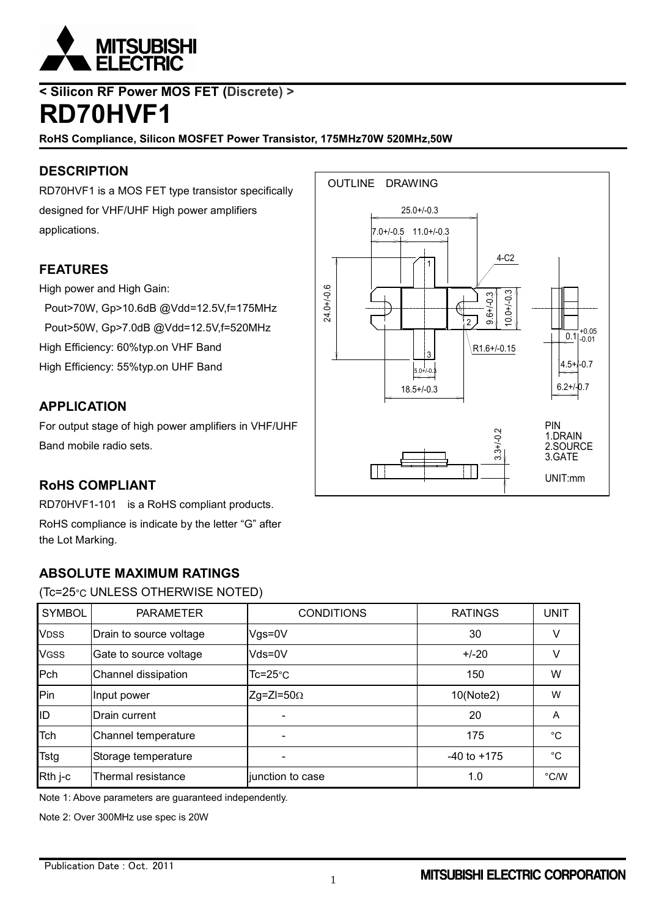< Silicon RF Power MOS FET (Discrete) >

# RD70HVF1

**RoHS Compliance, Silicon MOSFET Power Transistor, 175MHz70W 520MHz,50W**

## DESCRIPTION

RD70HVF1 is a MOS FET type transistor specifically designed for VHF/UHF High power amplifiers applications.

## FEATURES

High power and High Gain:

Pout>70W, Gp>10.6dB @Vdd=12.5V,f=175MHz

Pout>50W, Gp>7.0dB @Vdd=12.5V,f=520MHz

High Efficiency: 60%typ.on VHF Band

High Efficiency: 55%typ.on UHF Band

## APPLICATION

For output stage of high power amplifiers in VHF/UHF Band mobile radio sets.

## RoHS COMPLIANT

RD70HVF1-101 is a RoHS compliant products.

RoHS compliance is indicate by the letter "G" after the Lot Marking.

OUTLINE DRAWING

25.0+/-0.3

7.0+/-0.5 11.0+/-0.3

4-C2

24.0+/-0.6

9.6+/-0.3

10.0+/-0.3

R1.6+/-0.15

5.0+/-0.3

18.5+/-0.3

0.1 +0.05 -0.01

4.5+/-0.7

6.2+/-0.7

3.3+/-0.2

PIN
1.DRAIN
2.SOURCE
3.GATE

UNIT:mm

## ABSOLUTE MAXIMUM RATINGS

(Tc=25°C UNLESS OTHERWISE NOTED)

| SYMBOL | PARAMETER | CONDITIONS | RATINGS | UNIT |
|---|---|---|---|---|
| $V_{DSS}$ | Drain to source voltage | Vgs=0V | 30 | V |
| $V_{GSS}$ | Gate to source voltage | Vds=0V | +/-20 | V |
| Pch | Channel dissipation | Tc=25°C | 150 | W |
| Pin | Input power | Zg=Zl=50Ω | 10(Note2) | W |
| ID | Drain current | - | 20 | A |
| Tch | Channel temperature | - | 175 | °C |
| Tstg | Storage temperature | - | -40 to +175 | °C |
| Rth j-c | Thermal resistance | junction to case | 1.0 | °C/W |

Note 1: Above parameters are guaranteed independently.

Note 2: Over 300MHz use spec is 20W

Publication Date : Oct. 2011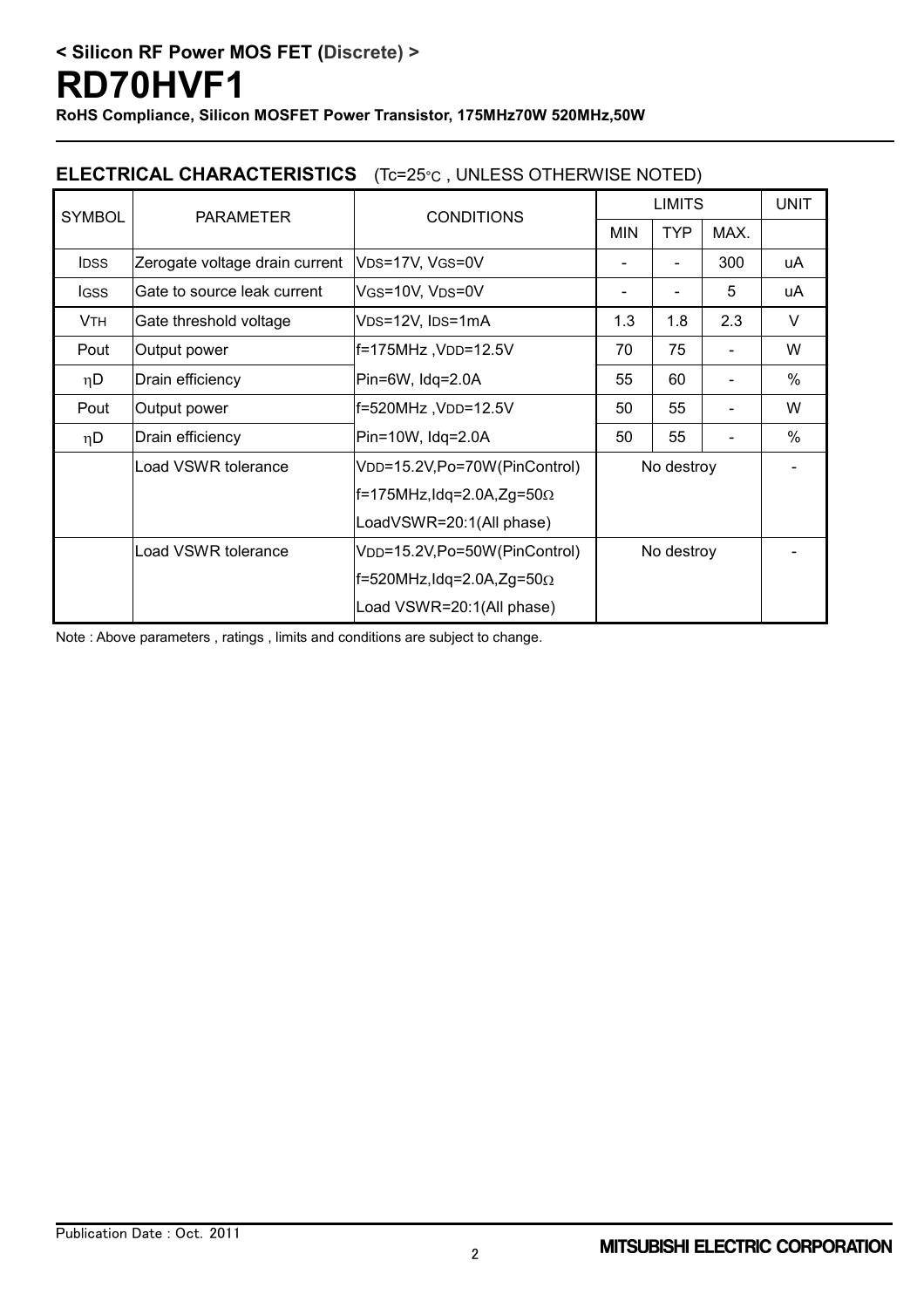**< Silicon RF Power MOS FET (Discrete) >**

# RD70HVF1

**RoHS Compliance, Silicon MOSFET Power Transistor, 175MHz70W 520MHz,50W**

## ELECTRICAL CHARACTERISTICS (Tc=25°C , UNLESS OTHERWISE NOTED)

| SYMBOL | PARAMETER | CONDITIONS | LIMITS | | | UNIT |
|---|---|---|---|---|---|---|
| | | | MIN | TYP | MAX. | |
| $I_{DSS}$ | Zerogate voltage drain current | $V_{DS}$=17V, $V_{GS}$=0V | - | - | 300 | uA |
| $I_{GSS}$ | Gate to source leak current | $V_{GS}$=10V, $V_{DS}$=0V | - | - | 5 | uA |
| $V_{TH}$ | Gate threshold voltage | $V_{DS}$=12V, $I_{DS}$=1mA | 1.3 | 1.8 | 2.3 | V |
| Pout | Output power | f=175MHz ,$V_{DD}$=12.5V Pin=6W, Idq=2.0A | 70 | 75 | - | W |
| $\eta D$ | Drain efficiency | | 55 | 60 | - | % |
| Pout | Output power | f=520MHz ,$V_{DD}$=12.5V Pin=10W, Idq=2.0A | 50 | 55 | - | W |
| $\eta D$ | Drain efficiency | | 50 | 55 | - | % |
| | Load VSWR tolerance | $V_{DD}$=15.2V,Po=70W(PinControl) f=175MHz,Idq=2.0A,Zg=50Ω LoadVSWR=20:1(All phase) | No destroy | | | - |
| | Load VSWR tolerance | $V_{DD}$=15.2V,Po=50W(PinControl) f=520MHz,Idq=2.0A,Zg=50Ω Load VSWR=20:1(All phase) | No destroy | | | - |

Note : Above parameters , ratings , limits and conditions are subject to change.

Publication Date : Oct. 2011

MITSUBISHI ELECTRIC CORPORATION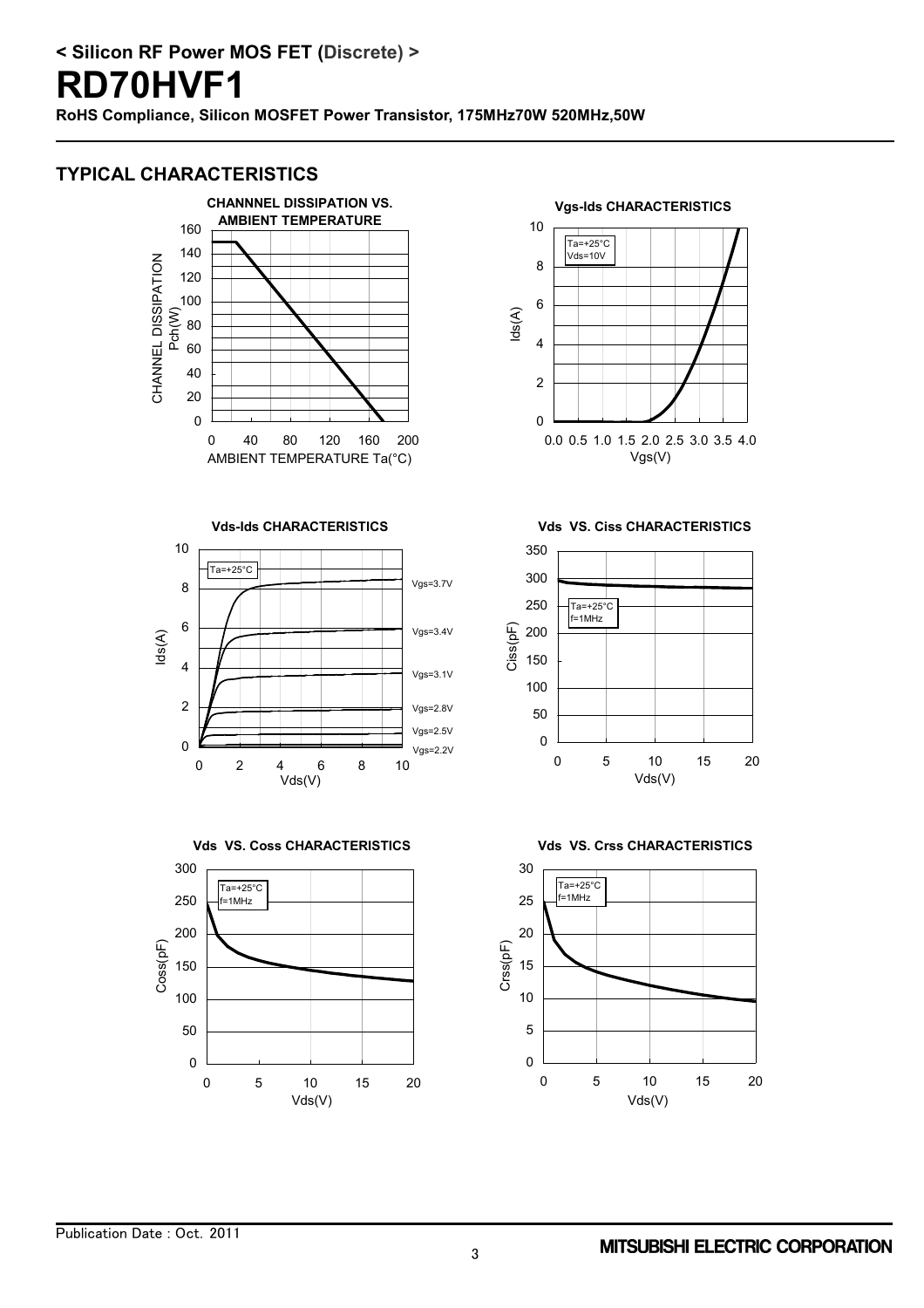## < Silicon RF Power MOS FET (Discrete) >

# RD70HVF1

**RoHS Compliance, Silicon MOSFET Power Transistor, 175MHz70W 520MHz,50W**

## TYPICAL CHARACTERISTICS

**CHANNNEL DISSIPATION VS. AMBIENT TEMPERATURE**

CHANNEL DISSIPATION Pch(W) vs. AMBIENT TEMPERATURE Ta(°C)

**Vgs-Ids CHARACTERISTICS**

Ta=+25°C
Vds=10V

Ids(A) vs. Vgs(V)

**Vds-Ids CHARACTERISTICS**

Ta=+25°C

Vgs=3.7V, Vgs=3.4V, Vgs=3.1V, Vgs=2.8V, Vgs=2.5V, Vgs=2.2V

Ids(A) vs. Vds(V)

**Vds VS. Ciss CHARACTERISTICS**

Ta=+25°C
f=1MHz

Ciss(pF) vs. Vds(V)

**Vds VS. Coss CHARACTERISTICS**

Ta=+25°C
f=1MHz

Coss(pF) vs. Vds(V)

**Vds VS. Crss CHARACTERISTICS**

Ta=+25°C
f=1MHz

Crss(pF) vs. Vds(V)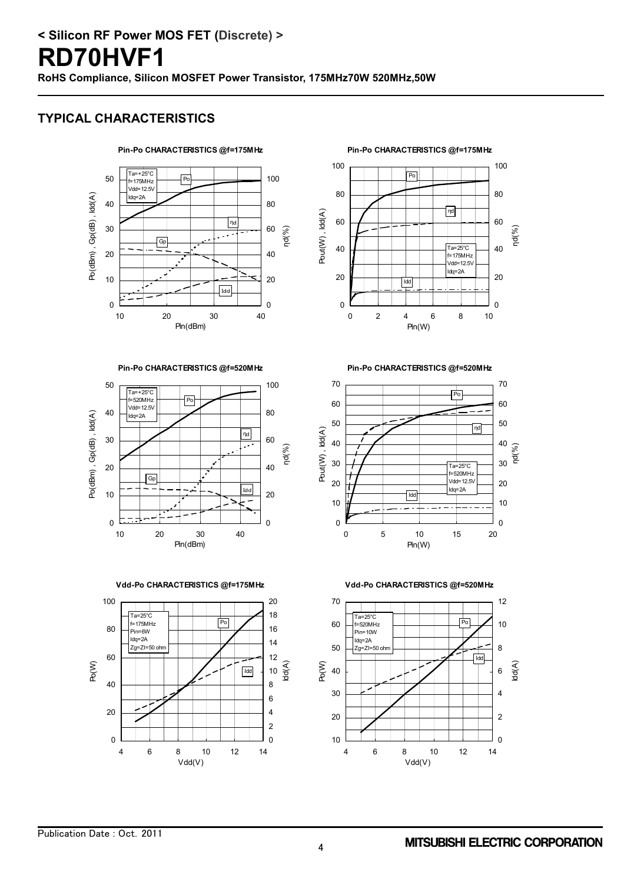# < Silicon RF Power MOS FET (Discrete) >

# RD70HVF1

**RoHS Compliance, Silicon MOSFET Power Transistor, 175MHz70W 520MHz,50W**

## TYPICAL CHARACTERISTICS

**Pin-Po CHARACTERISTICS @f=175MHz**

Ta=+25°C
f=175MHz
Vdd=12.5V
Idq=2A

Po(dBm) , Gp(dB) , Idd(A) — Pin(dBm) — ηd(%)

**Pin-Po CHARACTERISTICS @f=175MHz**

Ta=25°C
f=175MHz
Vdd=12.5V
Idq=2A

Pout(W) , Idd(A) — Pin(W) — ηd(%)

**Pin-Po CHARACTERISTICS @f=520MHz**

Ta=+25°C
f=520MHz
Vdd=12.5V
Idq=2A

Po(dBm) , Gp(dB) , Idd(A) — Pin(dBm) — ηd(%)

**Pin-Po CHARACTERISTICS @f=520MHz**

Ta=25°C
f=520MHz
Vdd=12.5V
Idq=2A

Pout(W) , Idd(A) — Pin(W) — ηd(%)

**Vdd-Po CHARACTERISTICS @f=175MHz**

Ta=25°C
f=175MHz
Pin=6W
Idq=2A
Zg=Zl=50 ohm

Po(W) — Vdd(V) — Idd(A)

**Vdd-Po CHARACTERISTICS @f=520MHz**

Ta=25°C
f=520MHz
Pin=10W
Idq=2A
Zg=Zl=50 ohm

Po(W) — Vdd(V) — Idd(A)

Publication Date : Oct. 2011

MITSUBISHI ELECTRIC CORPORATION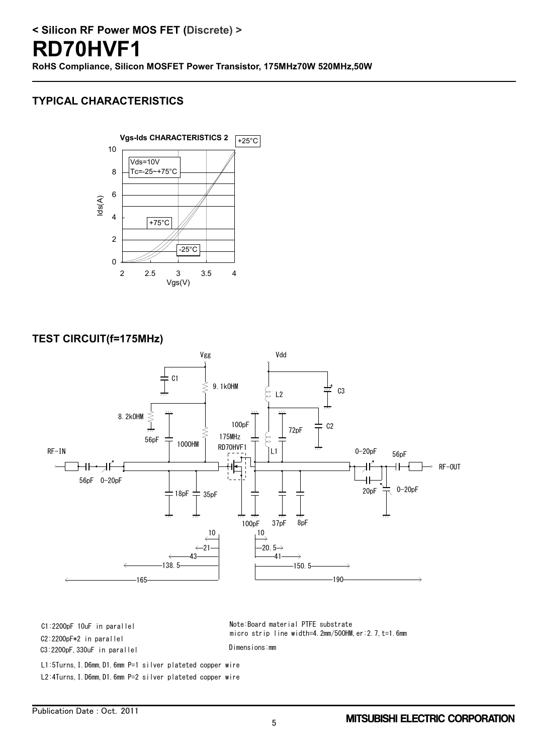## TYPICAL CHARACTERISTICS

**Vgs-Ids CHARACTERISTICS 2**

+25°C

Vds=10V
Tc=-25~+75°C

+75°C

-25°C

Ids(A)

Vgs(V)

## TEST CIRCUIT(f=175MHz)

C1:2200pF 10uF in parallel

C2:2200pF*2 in parallel

C3:2200pF,330uF in parallel

L1:5Turns,I.D6mm,D1.6mm P=1 silver plateted copper wire

L2:4Turns,I.D6mm,D1.6mm P=2 silver plateted copper wire

Note:Board material PTFE substrate
micro strip line width=4.2mm/50OHM,er:2.7,t=1.6mm

Dimensions:mm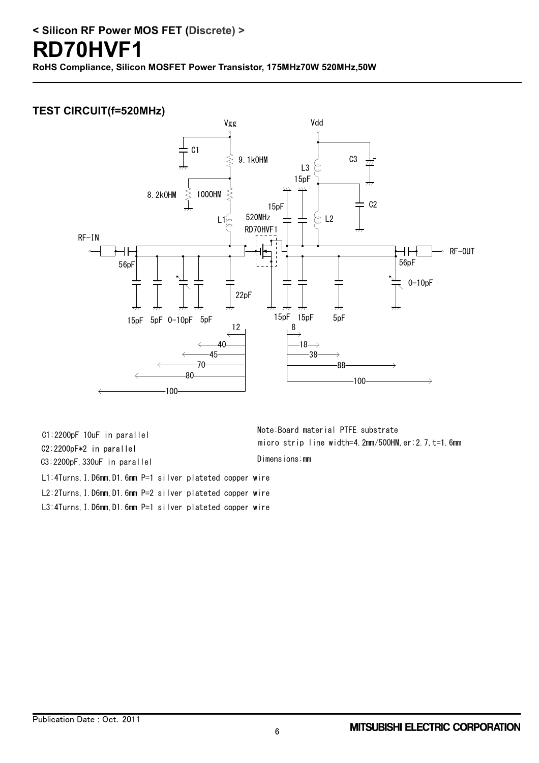# < Silicon RF Power MOS FET (Discrete) >

# RD70HVF1

**RoHS Compliance, Silicon MOSFET Power Transistor, 175MHz70W 520MHz,50W**

## TEST CIRCUIT(f=520MHz)

C1:2200pF 10uF in parallel

C2:2200pF*2 in parallel

C3:2200pF,330uF in parallel

Note:Board material PTFE substrate

micro strip line width=4.2mm/50OHM,er:2.7,t=1.6mm

Dimensions:mm

L1:4Turns,I.D6mm,D1.6mm P=1 silver plateted copper wire

L2:2Turns,I.D6mm,D1.6mm P=2 silver plateted copper wire

L3:4Turns,I.D6mm,D1.6mm P=1 silver plateted copper wire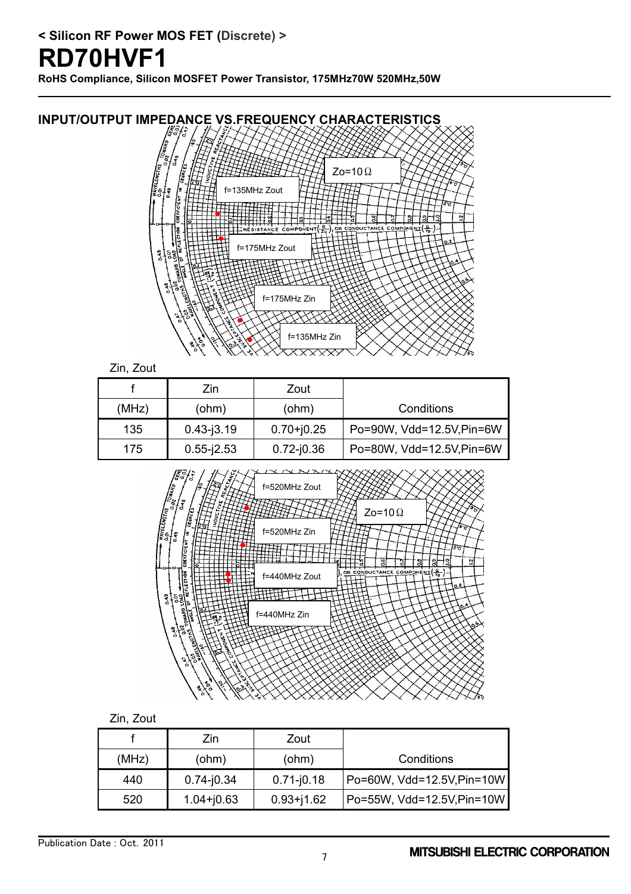## < Silicon RF Power MOS FET (Discrete) >

# RD70HVF1

**RoHS Compliance, Silicon MOSFET Power Transistor, 175MHz70W 520MHz,50W**

## INPUT/OUTPUT IMPEDANCE VS.FREQUENCY CHARACTERISTICS

Zo=10Ω

f=135MHz Zout

f=175MHz Zout

f=175MHz Zin

f=135MHz Zin

Zin, Zout

| f | Zin | Zout | |
|---|---|---|---|
| (MHz) | (ohm) | (ohm) | Conditions |
| 135 | 0.43-j3.19 | 0.70+j0.25 | Po=90W, Vdd=12.5V,Pin=6W |
| 175 | 0.55-j2.53 | 0.72-j0.36 | Po=80W, Vdd=12.5V,Pin=6W |

f=520MHz Zout

Zo=10Ω

f=520MHz Zin

f=440MHz Zout

f=440MHz Zin

Zin, Zout

| f | Zin | Zout | |
|---|---|---|---|
| (MHz) | (ohm) | (ohm) | Conditions |
| 440 | 0.74-j0.34 | 0.71-j0.18 | Po=60W, Vdd=12.5V,Pin=10W |
| 520 | 1.04+j0.63 | 0.93+j1.62 | Po=55W, Vdd=12.5V,Pin=10W |

Publication Date : Oct. 2011

MITSUBISHI ELECTRIC CORPORATION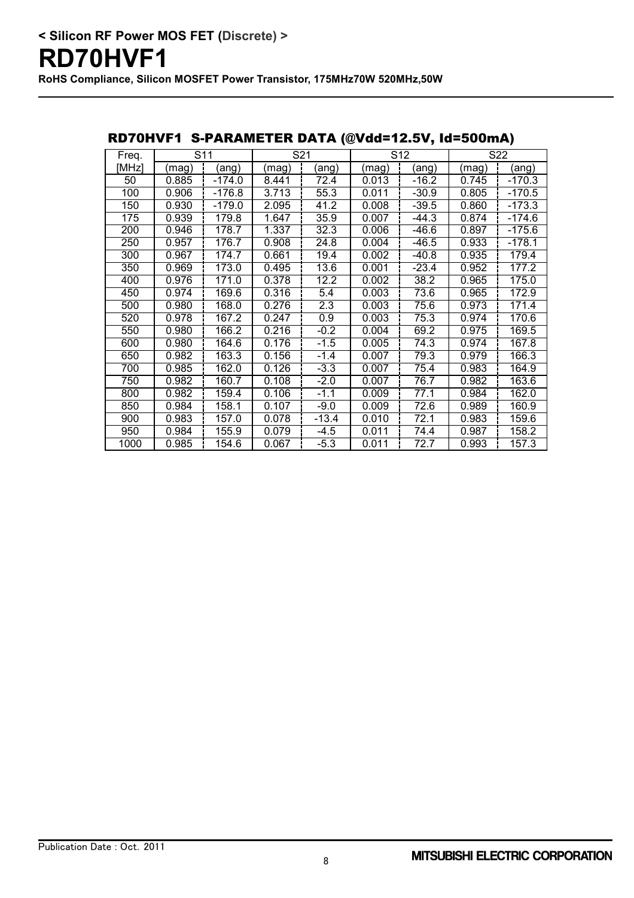## RD70HVF1 S-PARAMETER DATA (@Vdd=12.5V, Id=500mA)

| Freq. | S11 | | S21 | | S12 | | S22 | |
|---|---|---|---|---|---|---|---|---|
| [MHz] | (mag) | (ang) | (mag) | (ang) | (mag) | (ang) | (mag) | (ang) |
| 50 | 0.885 | -174.0 | 8.441 | 72.4 | 0.013 | -16.2 | 0.745 | -170.3 |
| 100 | 0.906 | -176.8 | 3.713 | 55.3 | 0.011 | -30.9 | 0.805 | -170.5 |
| 150 | 0.930 | -179.0 | 2.095 | 41.2 | 0.008 | -39.5 | 0.860 | -173.3 |
| 175 | 0.939 | 179.8 | 1.647 | 35.9 | 0.007 | -44.3 | 0.874 | -174.6 |
| 200 | 0.946 | 178.7 | 1.337 | 32.3 | 0.006 | -46.6 | 0.897 | -175.6 |
| 250 | 0.957 | 176.7 | 0.908 | 24.8 | 0.004 | -46.5 | 0.933 | -178.1 |
| 300 | 0.967 | 174.7 | 0.661 | 19.4 | 0.002 | -40.8 | 0.935 | 179.4 |
| 350 | 0.969 | 173.0 | 0.495 | 13.6 | 0.001 | -23.4 | 0.952 | 177.2 |
| 400 | 0.976 | 171.0 | 0.378 | 12.2 | 0.002 | 38.2 | 0.965 | 175.0 |
| 450 | 0.974 | 169.6 | 0.316 | 5.4 | 0.003 | 73.6 | 0.965 | 172.9 |
| 500 | 0.980 | 168.0 | 0.276 | 2.3 | 0.003 | 75.6 | 0.973 | 171.4 |
| 520 | 0.978 | 167.2 | 0.247 | 0.9 | 0.003 | 75.3 | 0.974 | 170.6 |
| 550 | 0.980 | 166.2 | 0.216 | -0.2 | 0.004 | 69.2 | 0.975 | 169.5 |
| 600 | 0.980 | 164.6 | 0.176 | -1.5 | 0.005 | 74.3 | 0.974 | 167.8 |
| 650 | 0.982 | 163.3 | 0.156 | -1.4 | 0.007 | 79.3 | 0.979 | 166.3 |
| 700 | 0.985 | 162.0 | 0.126 | -3.3 | 0.007 | 75.4 | 0.983 | 164.9 |
| 750 | 0.982 | 160.7 | 0.108 | -2.0 | 0.007 | 76.7 | 0.982 | 163.6 |
| 800 | 0.982 | 159.4 | 0.106 | -1.1 | 0.009 | 77.1 | 0.984 | 162.0 |
| 850 | 0.984 | 158.1 | 0.107 | -9.0 | 0.009 | 72.6 | 0.989 | 160.9 |
| 900 | 0.983 | 157.0 | 0.078 | -13.4 | 0.010 | 72.1 | 0.983 | 159.6 |
| 950 | 0.984 | 155.9 | 0.079 | -4.5 | 0.011 | 74.4 | 0.987 | 158.2 |
| 1000 | 0.985 | 154.6 | 0.067 | -5.3 | 0.011 | 72.7 | 0.993 | 157.3 |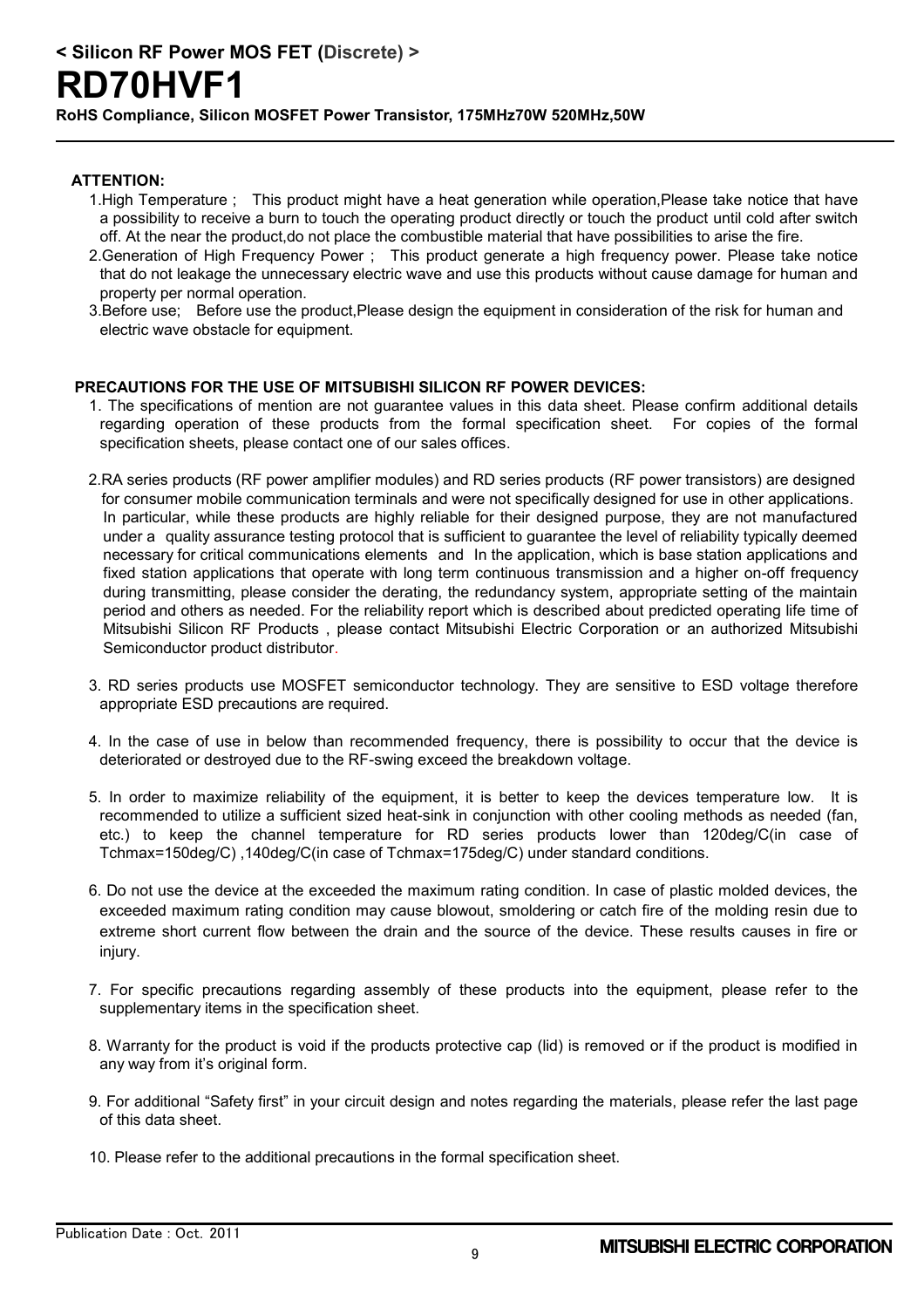**ATTENTION:**

1. High Temperature ; This product might have a heat generation while operation,Please take notice that have a possibility to receive a burn to touch the operating product directly or touch the product until cold after switch off. At the near the product,do not place the combustible material that have possibilities to arise the fire.
2. Generation of High Frequency Power ; This product generate a high frequency power. Please take notice that do not leakage the unnecessary electric wave and use this products without cause damage for human and property per normal operation.
3. Before use; Before use the product,Please design the equipment in consideration of the risk for human and electric wave obstacle for equipment.

**PRECAUTIONS FOR THE USE OF MITSUBISHI SILICON RF POWER DEVICES:**

1. The specifications of mention are not guarantee values in this data sheet. Please confirm additional details regarding operation of these products from the formal specification sheet. For copies of the formal specification sheets, please contact one of our sales offices.

2. RA series products (RF power amplifier modules) and RD series products (RF power transistors) are designed for consumer mobile communication terminals and were not specifically designed for use in other applications. In particular, while these products are highly reliable for their designed purpose, they are not manufactured under a quality assurance testing protocol that is sufficient to guarantee the level of reliability typically deemed necessary for critical communications elements and In the application, which is base station applications and fixed station applications that operate with long term continuous transmission and a higher on-off frequency during transmitting, please consider the derating, the redundancy system, appropriate setting of the maintain period and others as needed. For the reliability report which is described about predicted operating life time of Mitsubishi Silicon RF Products , please contact Mitsubishi Electric Corporation or an authorized Mitsubishi Semiconductor product distributor.

3. RD series products use MOSFET semiconductor technology. They are sensitive to ESD voltage therefore appropriate ESD precautions are required.

4. In the case of use in below than recommended frequency, there is possibility to occur that the device is deteriorated or destroyed due to the RF-swing exceed the breakdown voltage.

5. In order to maximize reliability of the equipment, it is better to keep the devices temperature low. It is recommended to utilize a sufficient sized heat-sink in conjunction with other cooling methods as needed (fan, etc.) to keep the channel temperature for RD series products lower than 120deg/C(in case of Tchmax=150deg/C) ,140deg/C(in case of Tchmax=175deg/C) under standard conditions.

6. Do not use the device at the exceeded the maximum rating condition. In case of plastic molded devices, the exceeded maximum rating condition may cause blowout, smoldering or catch fire of the molding resin due to extreme short current flow between the drain and the source of the device. These results causes in fire or injury.

7. For specific precautions regarding assembly of these products into the equipment, please refer to the supplementary items in the specification sheet.

8. Warranty for the product is void if the products protective cap (lid) is removed or if the product is modified in any way from it's original form.

9. For additional "Safety first" in your circuit design and notes regarding the materials, please refer the last page of this data sheet.

10. Please refer to the additional precautions in the formal specification sheet.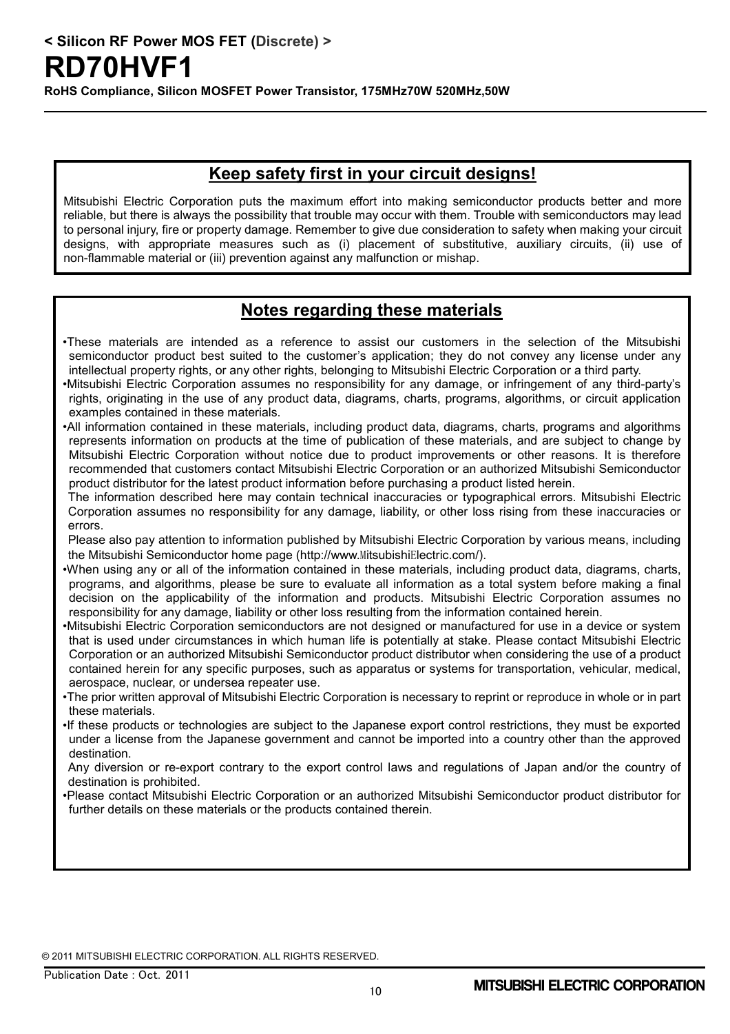Keep safety first in your circuit designs! (section)

## Keep safety first in your circuit designs!

Mitsubishi Electric Corporation puts the maximum effort into making semiconductor products better and more reliable, but there is always the possibility that trouble may occur with them. Trouble with semiconductors may lead to personal injury, fire or property damage. Remember to give due consideration to safety when making your circuit designs, with appropriate measures such as (i) placement of substitutive, auxiliary circuits, (ii) use of non-flammable material or (iii) prevention against any malfunction or mishap.

## Notes regarding these materials

- These materials are intended as a reference to assist our customers in the selection of the Mitsubishi semiconductor product best suited to the customer's application; they do not convey any license under any intellectual property rights, or any other rights, belonging to Mitsubishi Electric Corporation or a third party.
- Mitsubishi Electric Corporation assumes no responsibility for any damage, or infringement of any third-party's rights, originating in the use of any product data, diagrams, charts, programs, algorithms, or circuit application examples contained in these materials.
- All information contained in these materials, including product data, diagrams, charts, programs and algorithms represents information on products at the time of publication of these materials, and are subject to change by Mitsubishi Electric Corporation without notice due to product improvements or other reasons. It is therefore recommended that customers contact Mitsubishi Electric Corporation or an authorized Mitsubishi Semiconductor product distributor for the latest product information before purchasing a product listed herein.
  The information described here may contain technical inaccuracies or typographical errors. Mitsubishi Electric Corporation assumes no responsibility for any damage, liability, or other loss rising from these inaccuracies or errors.
  Please also pay attention to information published by Mitsubishi Electric Corporation by various means, including the Mitsubishi Semiconductor home page (http://www.MitsubishiElectric.com/).
- When using any or all of the information contained in these materials, including product data, diagrams, charts, programs, and algorithms, please be sure to evaluate all information as a total system before making a final decision on the applicability of the information and products. Mitsubishi Electric Corporation assumes no responsibility for any damage, liability or other loss resulting from the information contained herein.
- Mitsubishi Electric Corporation semiconductors are not designed or manufactured for use in a device or system that is used under circumstances in which human life is potentially at stake. Please contact Mitsubishi Electric Corporation or an authorized Mitsubishi Semiconductor product distributor when considering the use of a product contained herein for any specific purposes, such as apparatus or systems for transportation, vehicular, medical, aerospace, nuclear, or undersea repeater use.
- The prior written approval of Mitsubishi Electric Corporation is necessary to reprint or reproduce in whole or in part these materials.
- If these products or technologies are subject to the Japanese export control restrictions, they must be exported under a license from the Japanese government and cannot be imported into a country other than the approved destination.
  Any diversion or re-export contrary to the export control laws and regulations of Japan and/or the country of destination is prohibited.
- Please contact Mitsubishi Electric Corporation or an authorized Mitsubishi Semiconductor product distributor for further details on these materials or the products contained therein.

© 2011 MITSUBISHI ELECTRIC CORPORATION. ALL RIGHTS RESERVED.